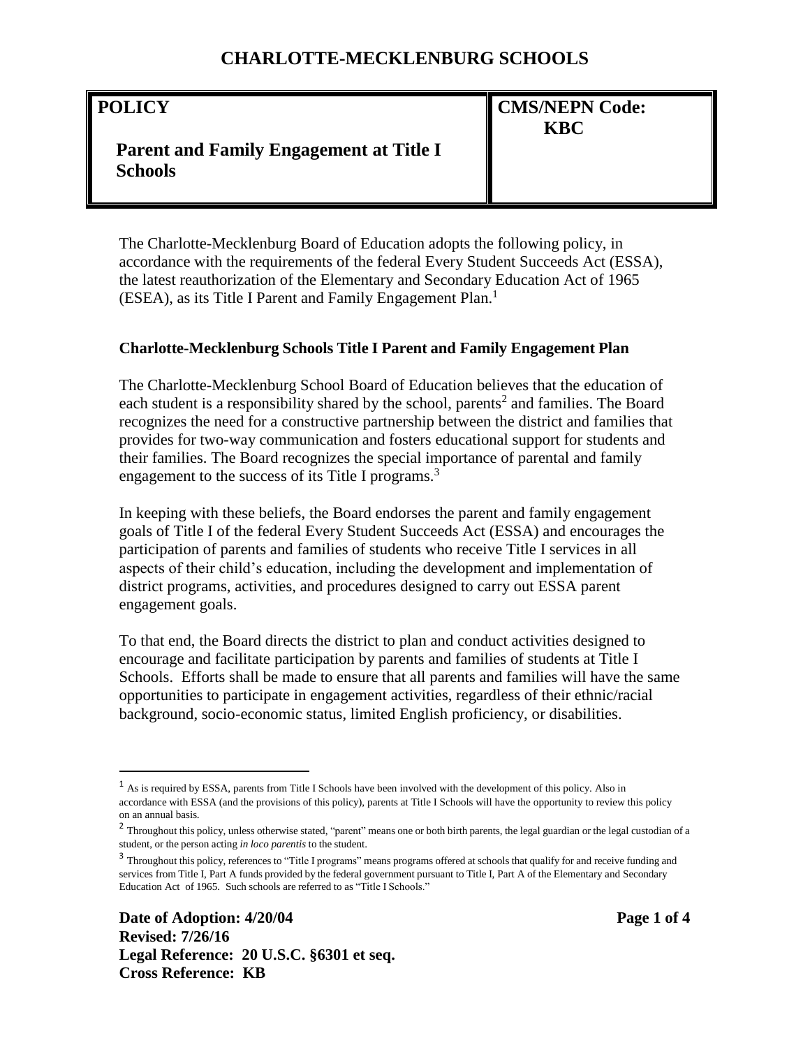# CHARLOTTE-MECKLENBURG SCHOOLS

| POLICY | CMS/NEPN Code: |
| --- | --- |
| **Parent and Family Engagement at Title I Schools** | **KBC** |

The Charlotte-Mecklenburg Board of Education adopts the following policy, in accordance with the requirements of the federal Every Student Succeeds Act (ESSA), the latest reauthorization of the Elementary and Secondary Education Act of 1965 (ESEA), as its Title I Parent and Family Engagement Plan.[1]

### Charlotte-Mecklenburg Schools Title I Parent and Family Engagement Plan

The Charlotte-Mecklenburg School Board of Education believes that the education of each student is a responsibility shared by the school, parents[2] and families. The Board recognizes the need for a constructive partnership between the district and families that provides for two-way communication and fosters educational support for students and their families. The Board recognizes the special importance of parental and family engagement to the success of its Title I programs.[3]

In keeping with these beliefs, the Board endorses the parent and family engagement goals of Title I of the federal Every Student Succeeds Act (ESSA) and encourages the participation of parents and families of students who receive Title I services in all aspects of their child's education, including the development and implementation of district programs, activities, and procedures designed to carry out ESSA parent engagement goals.

To that end, the Board directs the district to plan and conduct activities designed to encourage and facilitate participation by parents and families of students at Title I Schools. Efforts shall be made to ensure that all parents and families will have the same opportunities to participate in engagement activities, regardless of their ethnic/racial background, socio-economic status, limited English proficiency, or disabilities.

---

[1] As is required by ESSA, parents from Title I Schools have been involved with the development of this policy. Also in accordance with ESSA (and the provisions of this policy), parents at Title I Schools will have the opportunity to review this policy on an annual basis.

[2] Throughout this policy, unless otherwise stated, "parent" means one or both birth parents, the legal guardian or the legal custodian of a student, or the person acting *in loco parentis* to the student.

[3] Throughout this policy, references to "Title I programs" means programs offered at schools that qualify for and receive funding and services from Title I, Part A funds provided by the federal government pursuant to Title I, Part A of the Elementary and Secondary Education Act of 1965. Such schools are referred to as "Title I Schools."

**Date of Adoption: 4/20/04**
**Revised: 7/26/16**
**Legal Reference: 20 U.S.C. §6301 et seq.**
**Cross Reference: KB**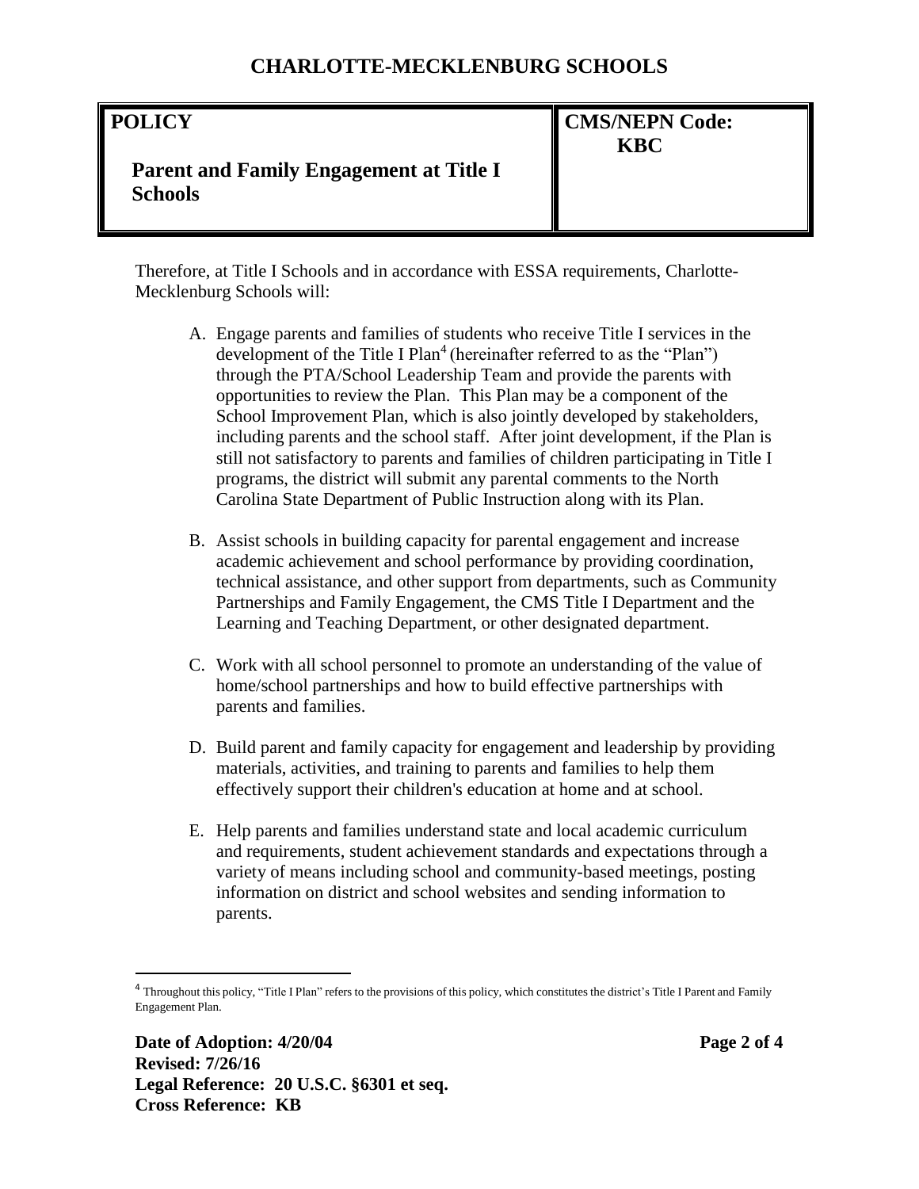Therefore, at Title I Schools and in accordance with ESSA requirements, Charlotte-Mecklenburg Schools will:

A. Engage parents and families of students who receive Title I services in the development of the Title I Plan[4] (hereinafter referred to as the "Plan") through the PTA/School Leadership Team and provide the parents with opportunities to review the Plan. This Plan may be a component of the School Improvement Plan, which is also jointly developed by stakeholders, including parents and the school staff. After joint development, if the Plan is still not satisfactory to parents and families of children participating in Title I programs, the district will submit any parental comments to the North Carolina State Department of Public Instruction along with its Plan.

B. Assist schools in building capacity for parental engagement and increase academic achievement and school performance by providing coordination, technical assistance, and other support from departments, such as Community Partnerships and Family Engagement, the CMS Title I Department and the Learning and Teaching Department, or other designated department.

C. Work with all school personnel to promote an understanding of the value of home/school partnerships and how to build effective partnerships with parents and families.

D. Build parent and family capacity for engagement and leadership by providing materials, activities, and training to parents and families to help them effectively support their children's education at home and at school.

E. Help parents and families understand state and local academic curriculum and requirements, student achievement standards and expectations through a variety of means including school and community-based meetings, posting information on district and school websites and sending information to parents.

[4] Throughout this policy, "Title I Plan" refers to the provisions of this policy, which constitutes the district's Title I Parent and Family Engagement Plan.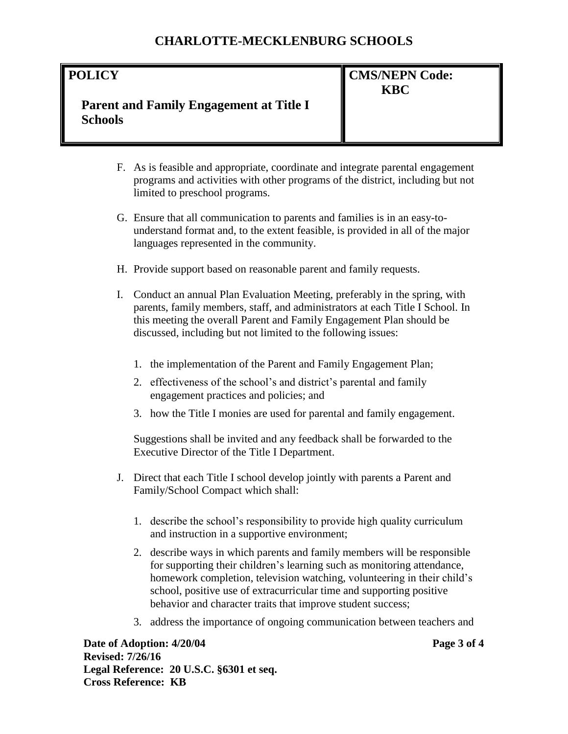F. As is feasible and appropriate, coordinate and integrate parental engagement programs and activities with other programs of the district, including but not limited to preschool programs.

G. Ensure that all communication to parents and families is in an easy-to-understand format and, to the extent feasible, is provided in all of the major languages represented in the community.

H. Provide support based on reasonable parent and family requests.

I. Conduct an annual Plan Evaluation Meeting, preferably in the spring, with parents, family members, staff, and administrators at each Title I School. In this meeting the overall Parent and Family Engagement Plan should be discussed, including but not limited to the following issues:

   1. the implementation of the Parent and Family Engagement Plan;
   2. effectiveness of the school's and district's parental and family engagement practices and policies; and
   3. how the Title I monies are used for parental and family engagement.

   Suggestions shall be invited and any feedback shall be forwarded to the Executive Director of the Title I Department.

J. Direct that each Title I school develop jointly with parents a Parent and Family/School Compact which shall:

   1. describe the school's responsibility to provide high quality curriculum and instruction in a supportive environment;
   2. describe ways in which parents and family members will be responsible for supporting their children's learning such as monitoring attendance, homework completion, television watching, volunteering in their child's school, positive use of extracurricular time and supporting positive behavior and character traits that improve student success;
   3. address the importance of ongoing communication between teachers and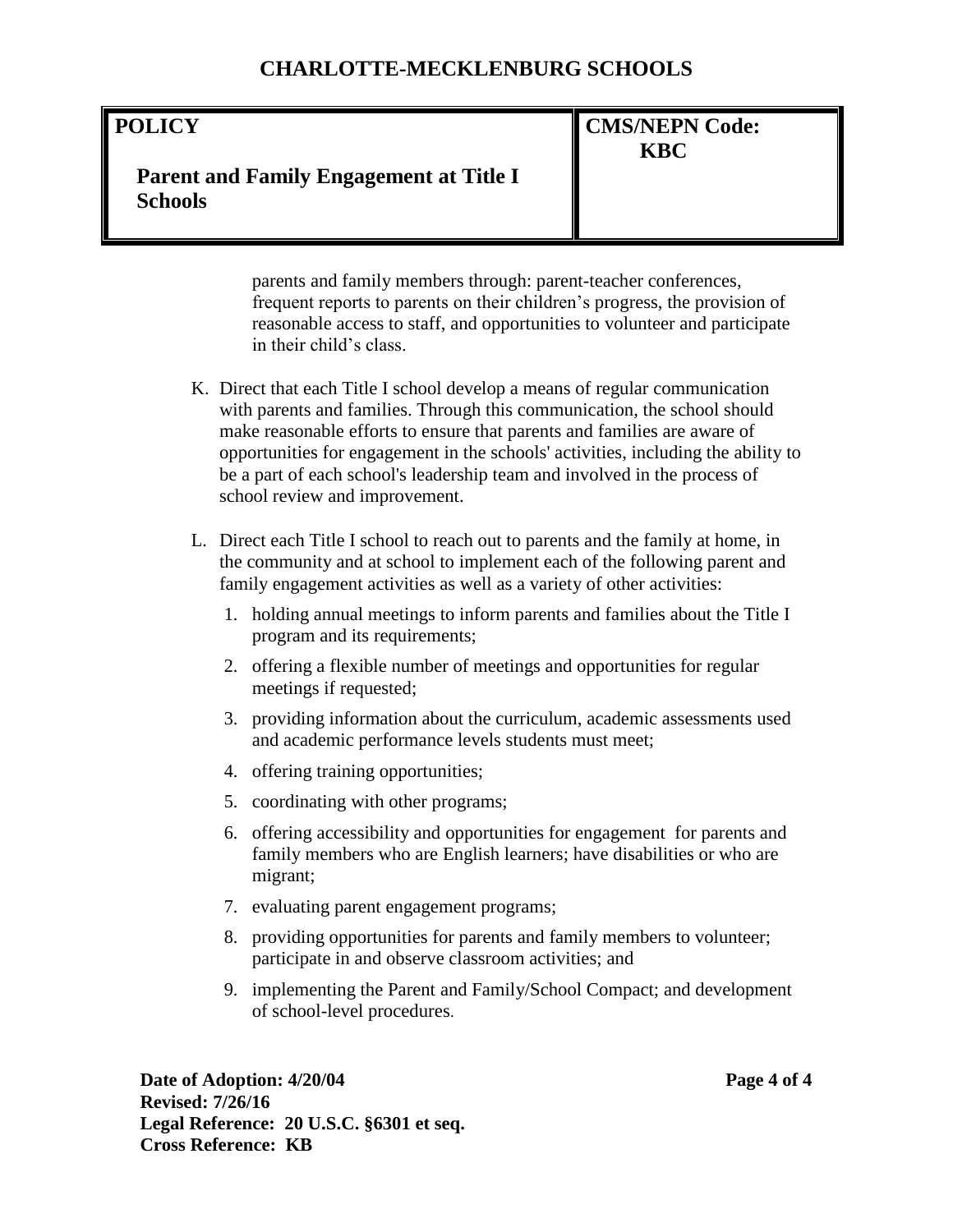parents and family members through: parent-teacher conferences, frequent reports to parents on their children's progress, the provision of reasonable access to staff, and opportunities to volunteer and participate in their child's class.

K. Direct that each Title I school develop a means of regular communication with parents and families. Through this communication, the school should make reasonable efforts to ensure that parents and families are aware of opportunities for engagement in the schools' activities, including the ability to be a part of each school's leadership team and involved in the process of school review and improvement.

L. Direct each Title I school to reach out to parents and the family at home, in the community and at school to implement each of the following parent and family engagement activities as well as a variety of other activities:

   1. holding annual meetings to inform parents and families about the Title I program and its requirements;
   2. offering a flexible number of meetings and opportunities for regular meetings if requested;
   3. providing information about the curriculum, academic assessments used and academic performance levels students must meet;
   4. offering training opportunities;
   5. coordinating with other programs;
   6. offering accessibility and opportunities for engagement for parents and family members who are English learners; have disabilities or who are migrant;
   7. evaluating parent engagement programs;
   8. providing opportunities for parents and family members to volunteer; participate in and observe classroom activities; and
   9. implementing the Parent and Family/School Compact; and development of school-level procedures.

**Date of Adoption: 4/20/04**
**Revised: 7/26/16**
**Legal Reference: 20 U.S.C. §6301 et seq.**
**Cross Reference: KB**